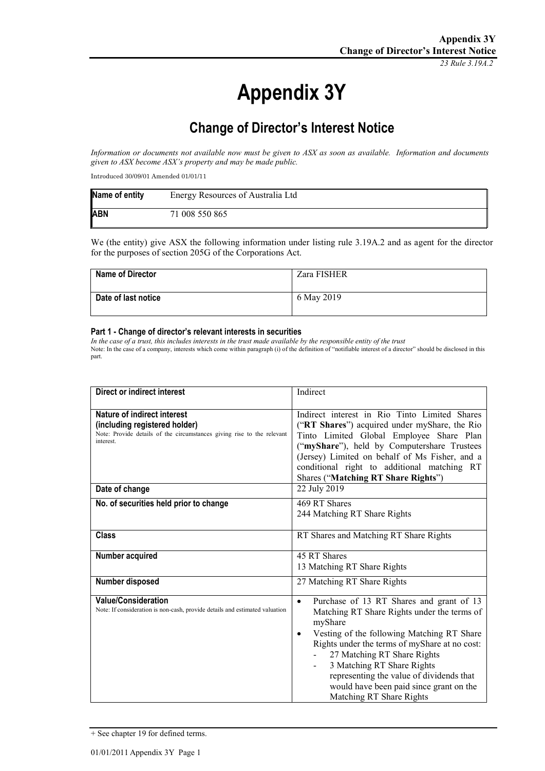# Appendix 3Y

## Change of Director's Interest Notice

*Information or documents not available now must be given to ASX as soon as available. Information and documents given to ASX become ASX's property and may be made public.*

Introduced 30/09/01 Amended 01/01/11

| **Name of entity** | Energy Resources of Australia Ltd |
|---|---|
| **ABN** | 71 008 550 865 |

We (the entity) give ASX the following information under listing rule 3.19A.2 and as agent for the director for the purposes of section 205G of the Corporations Act.

| **Name of Director** | Zara FISHER |
|---|---|
| **Date of last notice** | 6 May 2019 |

#### Part 1 - Change of director's relevant interests in securities

*In the case of a trust, this includes interests in the trust made available by the responsible entity of the trust*

Note: In the case of a company, interests which come within paragraph (i) of the definition of "notifiable interest of a director" should be disclosed in this part.

| **Direct or indirect interest** | Indirect |
|---|---|
| **Nature of indirect interest (including registered holder)**<br>Note: Provide details of the circumstances giving rise to the relevant interest. | Indirect interest in Rio Tinto Limited Shares ("**RT Shares**") acquired under myShare, the Rio Tinto Limited Global Employee Share Plan ("**myShare**"), held by Computershare Trustees (Jersey) Limited on behalf of Ms Fisher, and a conditional right to additional matching RT Shares ("**Matching RT Share Rights**") |
| **Date of change** | 22 July 2019 |
| **No. of securities held prior to change** | 469 RT Shares<br>244 Matching RT Share Rights |
| **Class** | RT Shares and Matching RT Share Rights |
| **Number acquired** | 45 RT Shares<br>13 Matching RT Share Rights |
| **Number disposed** | 27 Matching RT Share Rights |
| **Value/Consideration**<br>Note: If consideration is non-cash, provide details and estimated valuation | • Purchase of 13 RT Shares and grant of 13 Matching RT Share Rights under the terms of myShare<br>• Vesting of the following Matching RT Share Rights under the terms of myShare at no cost:<br>- 27 Matching RT Share Rights<br>- 3 Matching RT Share Rights representing the value of dividends that would have been paid since grant on the Matching RT Share Rights |

+ See chapter 19 for defined terms.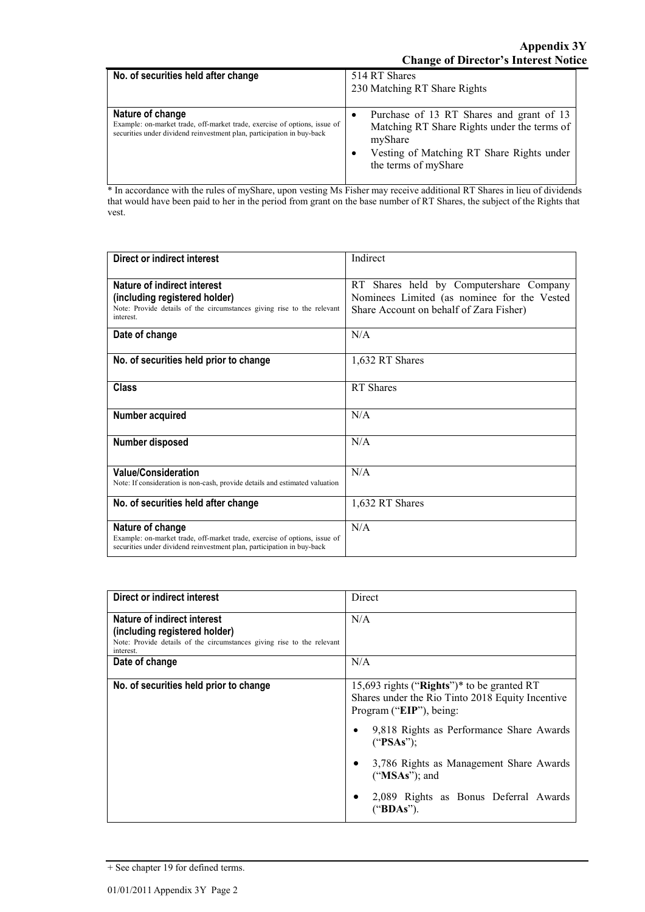| No. of securities held after change | 514 RT Shares<br>230 Matching RT Share Rights |
|---|---|
| **Nature of change**<br>Example: on-market trade, off-market trade, exercise of options, issue of securities under dividend reinvestment plan, participation in buy-back | • Purchase of 13 RT Shares and grant of 13 Matching RT Share Rights under the terms of myShare<br>• Vesting of Matching RT Share Rights under the terms of myShare |

* In accordance with the rules of myShare, upon vesting Ms Fisher may receive additional RT Shares in lieu of dividends that would have been paid to her in the period from grant on the base number of RT Shares, the subject of the Rights that vest.

| Direct or indirect interest | Indirect |
|---|---|
| **Nature of indirect interest (including registered holder)**<br>Note: Provide details of the circumstances giving rise to the relevant interest. | RT Shares held by Computershare Company Nominees Limited (as nominee for the Vested Share Account on behalf of Zara Fisher) |
| **Date of change** | N/A |
| **No. of securities held prior to change** | 1,632 RT Shares |
| **Class** | RT Shares |
| **Number acquired** | N/A |
| **Number disposed** | N/A |
| **Value/Consideration**<br>Note: If consideration is non-cash, provide details and estimated valuation | N/A |
| **No. of securities held after change** | 1,632 RT Shares |
| **Nature of change**<br>Example: on-market trade, off-market trade, exercise of options, issue of securities under dividend reinvestment plan, participation in buy-back | N/A |

| Direct or indirect interest | Direct |
|---|---|
| **Nature of indirect interest (including registered holder)**<br>Note: Provide details of the circumstances giving rise to the relevant interest. | N/A |
| **Date of change** | N/A |
| **No. of securities held prior to change** | 15,693 rights ("**Rights**")* to be granted RT Shares under the Rio Tinto 2018 Equity Incentive Program ("**EIP**"), being:<br>• 9,818 Rights as Performance Share Awards ("**PSAs**");<br>• 3,786 Rights as Management Share Awards ("**MSAs**"); and<br>• 2,089 Rights as Bonus Deferral Awards ("**BDAs**"). |

+ See chapter 19 for defined terms.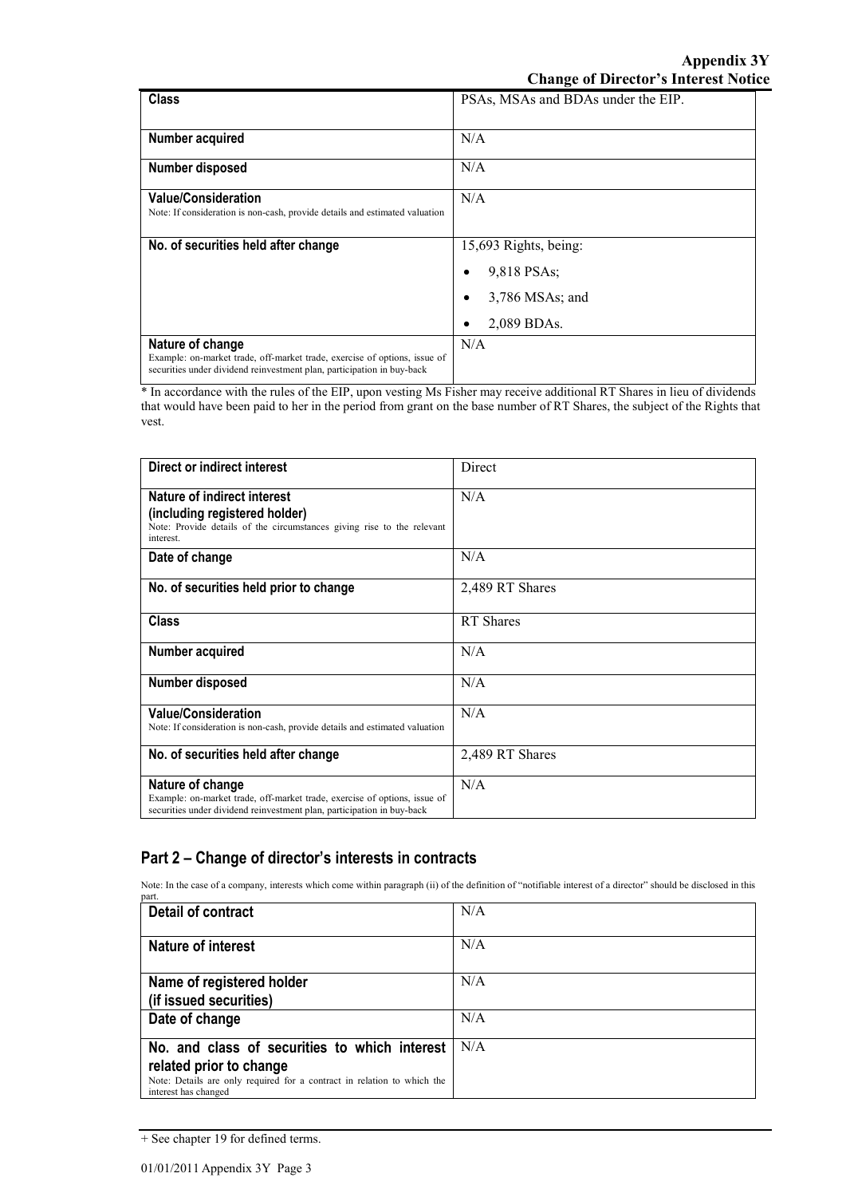| Class | PSAs, MSAs and BDAs under the EIP. |
|---|---|
| **Number acquired** | N/A |
| **Number disposed** | N/A |
| **Value/Consideration**<br>Note: If consideration is non-cash, provide details and estimated valuation | N/A |
| **No. of securities held after change** | 15,693 Rights, being:<br>• 9,818 PSAs;<br>• 3,786 MSAs; and<br>• 2,089 BDAs. |
| **Nature of change**<br>Example: on-market trade, off-market trade, exercise of options, issue of securities under dividend reinvestment plan, participation in buy-back | N/A |

* In accordance with the rules of the EIP, upon vesting Ms Fisher may receive additional RT Shares in lieu of dividends that would have been paid to her in the period from grant on the base number of RT Shares, the subject of the Rights that vest.

| Direct or indirect interest | Direct |
|---|---|
| **Nature of indirect interest (including registered holder)**<br>Note: Provide details of the circumstances giving rise to the relevant interest. | N/A |
| **Date of change** | N/A |
| **No. of securities held prior to change** | 2,489 RT Shares |
| **Class** | RT Shares |
| **Number acquired** | N/A |
| **Number disposed** | N/A |
| **Value/Consideration**<br>Note: If consideration is non-cash, provide details and estimated valuation | N/A |
| **No. of securities held after change** | 2,489 RT Shares |
| **Nature of change**<br>Example: on-market trade, off-market trade, exercise of options, issue of securities under dividend reinvestment plan, participation in buy-back | N/A |

## Part 2 – Change of director's interests in contracts

Note: In the case of a company, interests which come within paragraph (ii) of the definition of "notifiable interest of a director" should be disclosed in this part.

| Detail of contract | N/A |
|---|---|
| **Nature of interest** | N/A |
| **Name of registered holder (if issued securities)** | N/A |
| **Date of change** | N/A |
| **No. and class of securities to which interest related prior to change**<br>Note: Details are only required for a contract in relation to which the interest has changed | N/A |

+ See chapter 19 for defined terms.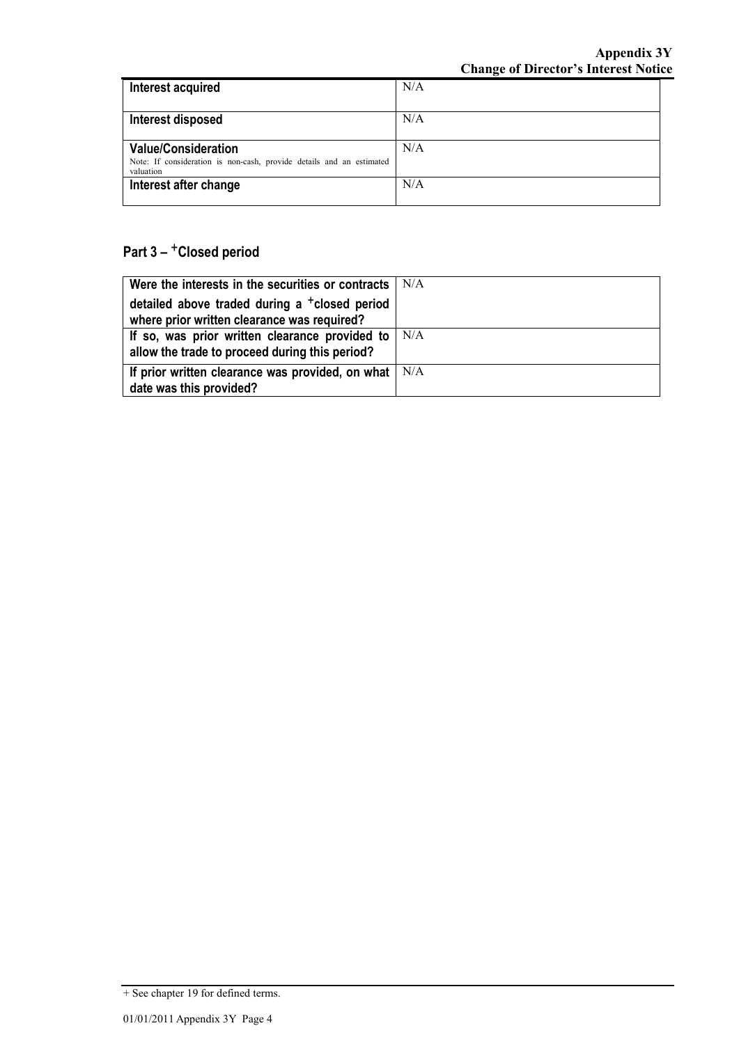| | |
|---|---|
| **Interest acquired** | N/A |
| **Interest disposed** | N/A |
| **Value/Consideration**<br>Note: If consideration is non-cash, provide details and an estimated valuation | N/A |
| **Interest after change** | N/A |

## Part 3 – +Closed period

| | |
|---|---|
| **Were the interests in the securities or contracts detailed above traded during a +closed period where prior written clearance was required?** | N/A |
| **If so, was prior written clearance provided to allow the trade to proceed during this period?** | N/A |
| **If prior written clearance was provided, on what date was this provided?** | N/A |

+ See chapter 19 for defined terms.